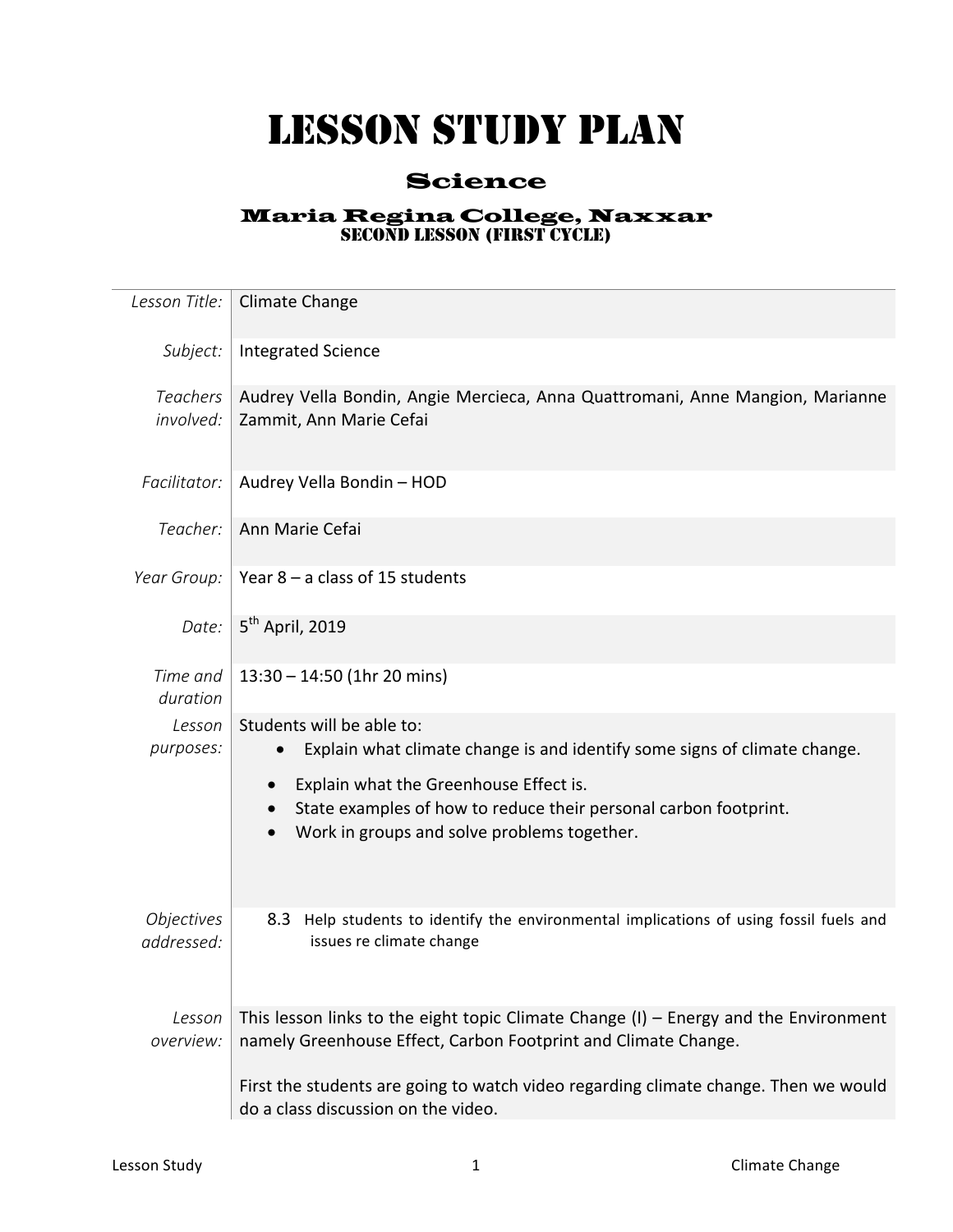# LESSON STUDY PLAN

## Science

### Maria Regina College, Naxxar

SECOND LESSON (FIRST CYCLE)

| | |
|---|---|
| *Lesson Title:* | Climate Change |
| *Subject:* | Integrated Science |
| *Teachers involved:* | Audrey Vella Bondin, Angie Mercieca, Anna Quattromani, Anne Mangion, Marianne Zammit, Ann Marie Cefai |
| *Facilitator:* | Audrey Vella Bondin – HOD |
| *Teacher:* | Ann Marie Cefai |
| *Year Group:* | Year 8 – a class of 15 students |
| *Date:* | 5th April, 2019 |
| *Time and duration* | 13:30 – 14:50 (1hr 20 mins) |
| *Lesson purposes:* | Students will be able to:<br>• Explain what climate change is and identify some signs of climate change.<br>• Explain what the Greenhouse Effect is.<br>• State examples of how to reduce their personal carbon footprint.<br>• Work in groups and solve problems together. |
| *Objectives addressed:* | 8.3 Help students to identify the environmental implications of using fossil fuels and issues re climate change |
| *Lesson overview:* | This lesson links to the eight topic Climate Change (I) – Energy and the Environment namely Greenhouse Effect, Carbon Footprint and Climate Change.<br><br>First the students are going to watch video regarding climate change. Then we would do a class discussion on the video. |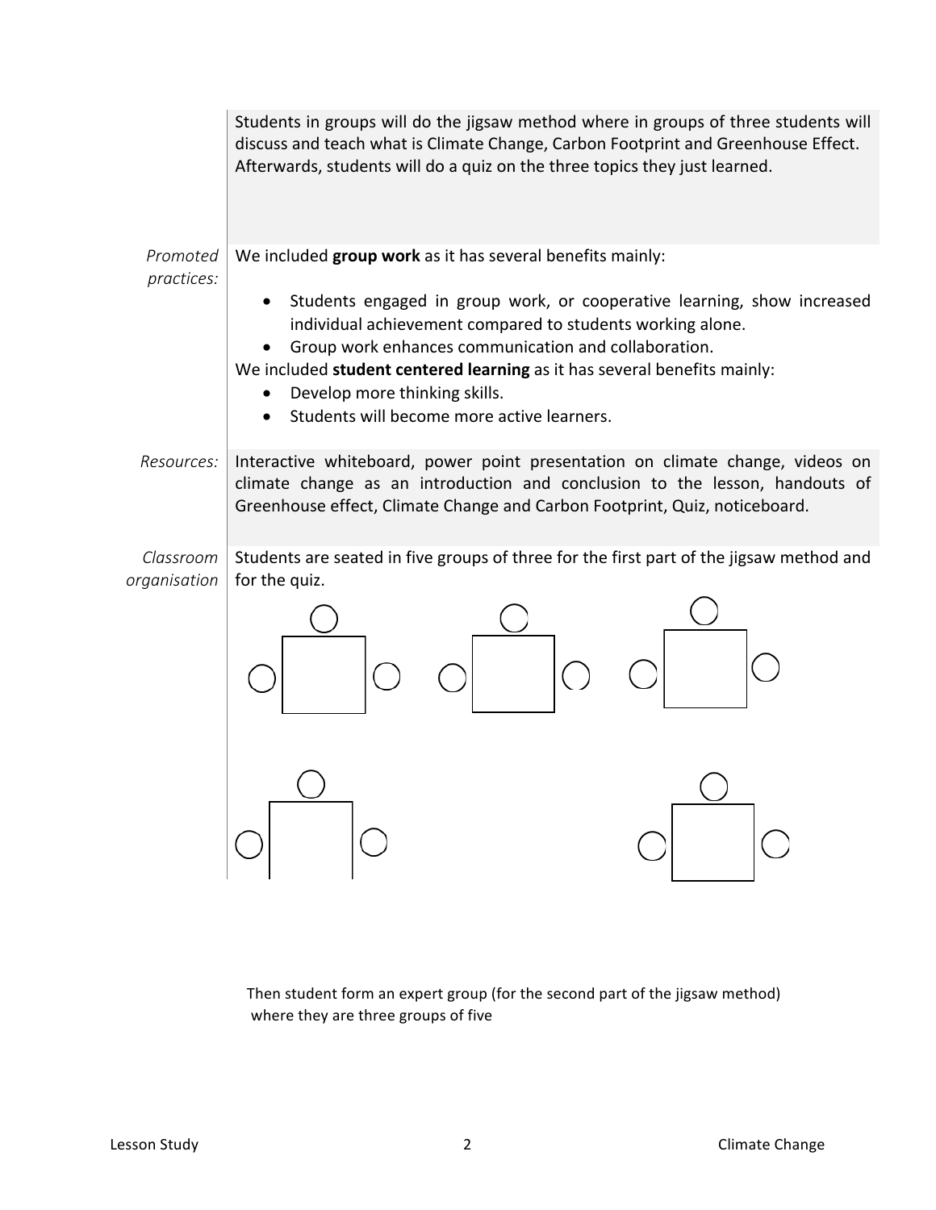| | |
|---|---|
| | Students in groups will do the jigsaw method where in groups of three students will discuss and teach what is Climate Change, Carbon Footprint and Greenhouse Effect. Afterwards, students will do a quiz on the three topics they just learned. |
| *Promoted practices:* | We included **group work** as it has several benefits mainly:<br>• Students engaged in group work, or cooperative learning, show increased individual achievement compared to students working alone.<br>• Group work enhances communication and collaboration.<br>We included **student centered learning** as it has several benefits mainly:<br>• Develop more thinking skills.<br>• Students will become more active learners. |
| *Resources:* | Interactive whiteboard, power point presentation on climate change, videos on climate change as an introduction and conclusion to the lesson, handouts of Greenhouse effect, Climate Change and Carbon Footprint, Quiz, noticeboard. |
| *Classroom organisation* | Students are seated in five groups of three for the first part of the jigsaw method and for the quiz. |

Then student form an expert group (for the second part of the jigsaw method) where they are three groups of five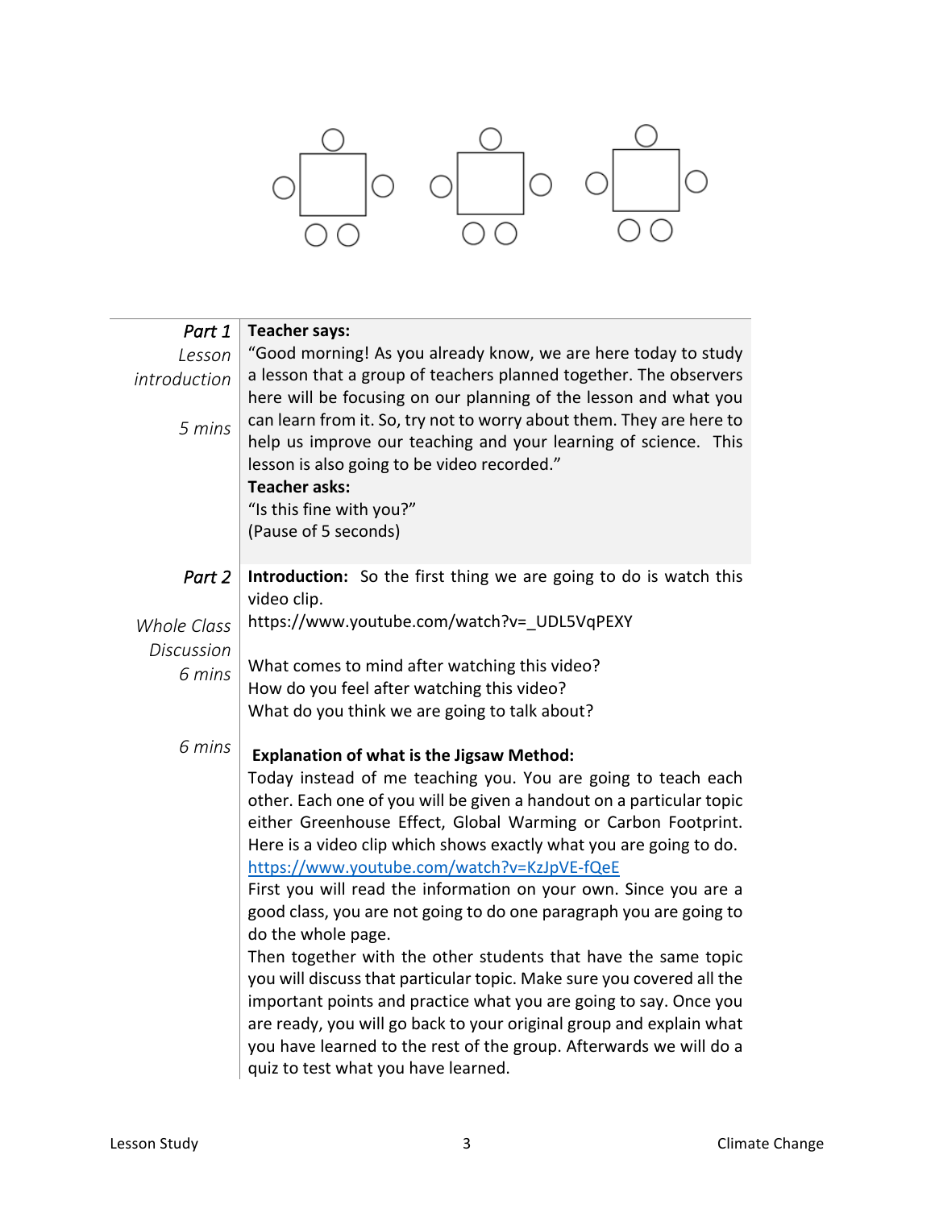| Part 1<br>*Lesson introduction*<br><br>*5 mins* | **Teacher says:**<br>"Good morning! As you already know, we are here today to study a lesson that a group of teachers planned together. The observers here will be focusing on our planning of the lesson and what you can learn from it. So, try not to worry about them. They are here to help us improve our teaching and your learning of science. This lesson is also going to be video recorded."<br>**Teacher asks:**<br>"Is this fine with you?"<br>(Pause of 5 seconds) |
|---|---|
| *Part 2*<br><br>*Whole Class Discussion*<br>*6 mins* | **Introduction:** So the first thing we are going to do is watch this video clip.<br>https://www.youtube.com/watch?v=_UDL5VqPEXY<br><br>What comes to mind after watching this video?<br>How do you feel after watching this video?<br>What do you think we are going to talk about? |
| *6 mins* | **Explanation of what is the Jigsaw Method:**<br>Today instead of me teaching you. You are going to teach each other. Each one of you will be given a handout on a particular topic either Greenhouse Effect, Global Warming or Carbon Footprint. Here is a video clip which shows exactly what you are going to do.<br>https://www.youtube.com/watch?v=KzJpVE-fQeE<br>First you will read the information on your own. Since you are a good class, you are not going to do one paragraph you are going to do the whole page.<br>Then together with the other students that have the same topic you will discuss that particular topic. Make sure you covered all the important points and practice what you are going to say. Once you are ready, you will go back to your original group and explain what you have learned to the rest of the group. Afterwards we will do a quiz to test what you have learned. |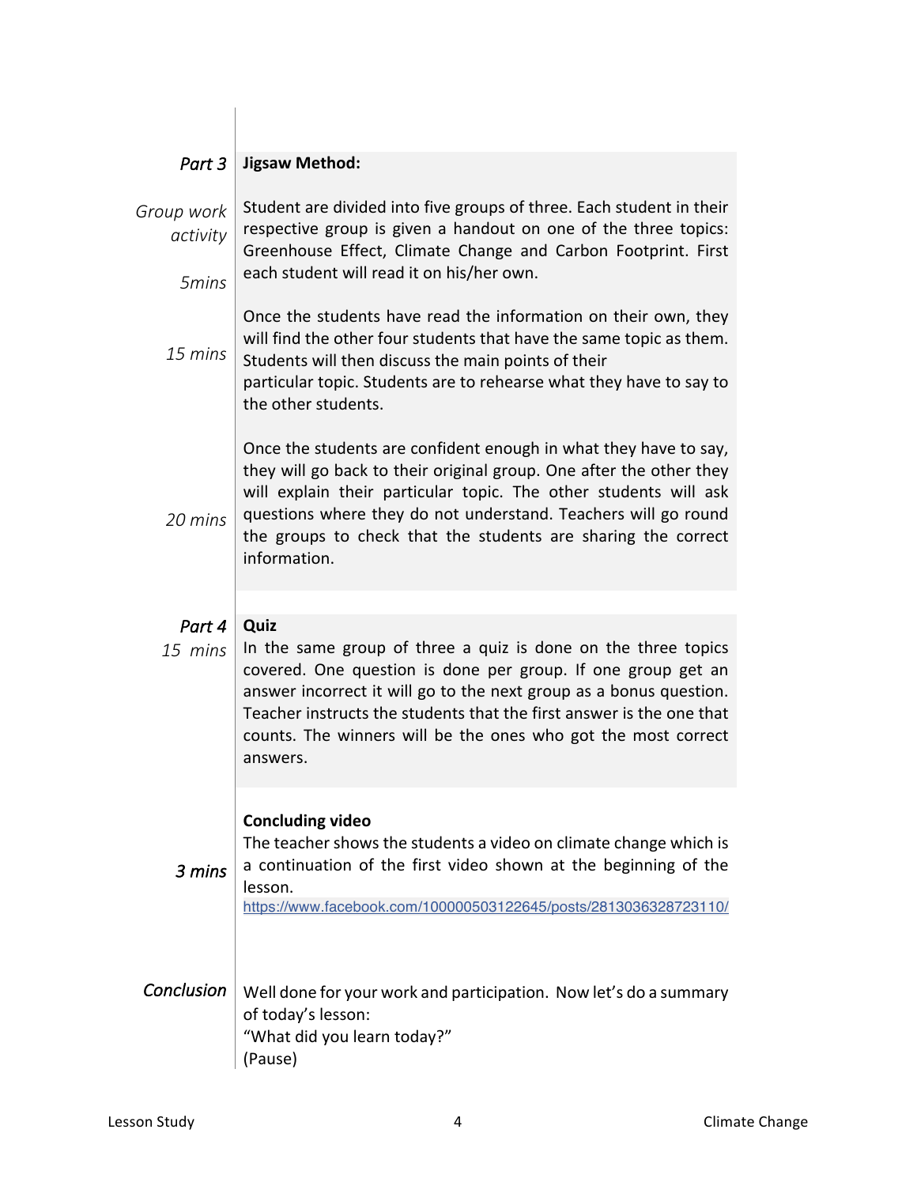| | |
|---|---|
| *Part 3* | **Jigsaw Method:** |
| *Group work activity* <br><br> *5mins* | Student are divided into five groups of three. Each student in their respective group is given a handout on one of the three topics: Greenhouse Effect, Climate Change and Carbon Footprint. First each student will read it on his/her own. |
| *15 mins* | Once the students have read the information on their own, they will find the other four students that have the same topic as them. Students will then discuss the main points of their particular topic. Students are to rehearse what they have to say to the other students. |
| *20 mins* | Once the students are confident enough in what they have to say, they will go back to their original group. One after the other they will explain their particular topic. The other students will ask questions where they do not understand. Teachers will go round the groups to check that the students are sharing the correct information. |
| *Part 4* <br> *15 mins* | **Quiz** <br> In the same group of three a quiz is done on the three topics covered. One question is done per group. If one group get an answer incorrect it will go to the next group as a bonus question. Teacher instructs the students that the first answer is the one that counts. The winners will be the ones who got the most correct answers. |
| *3 mins* | **Concluding video** <br> The teacher shows the students a video on climate change which is a continuation of the first video shown at the beginning of the lesson. <br> https://www.facebook.com/100000503122645/posts/2813036328723110/ |
| *Conclusion* | Well done for your work and participation. Now let's do a summary of today's lesson: <br> "What did you learn today?" <br> (Pause) |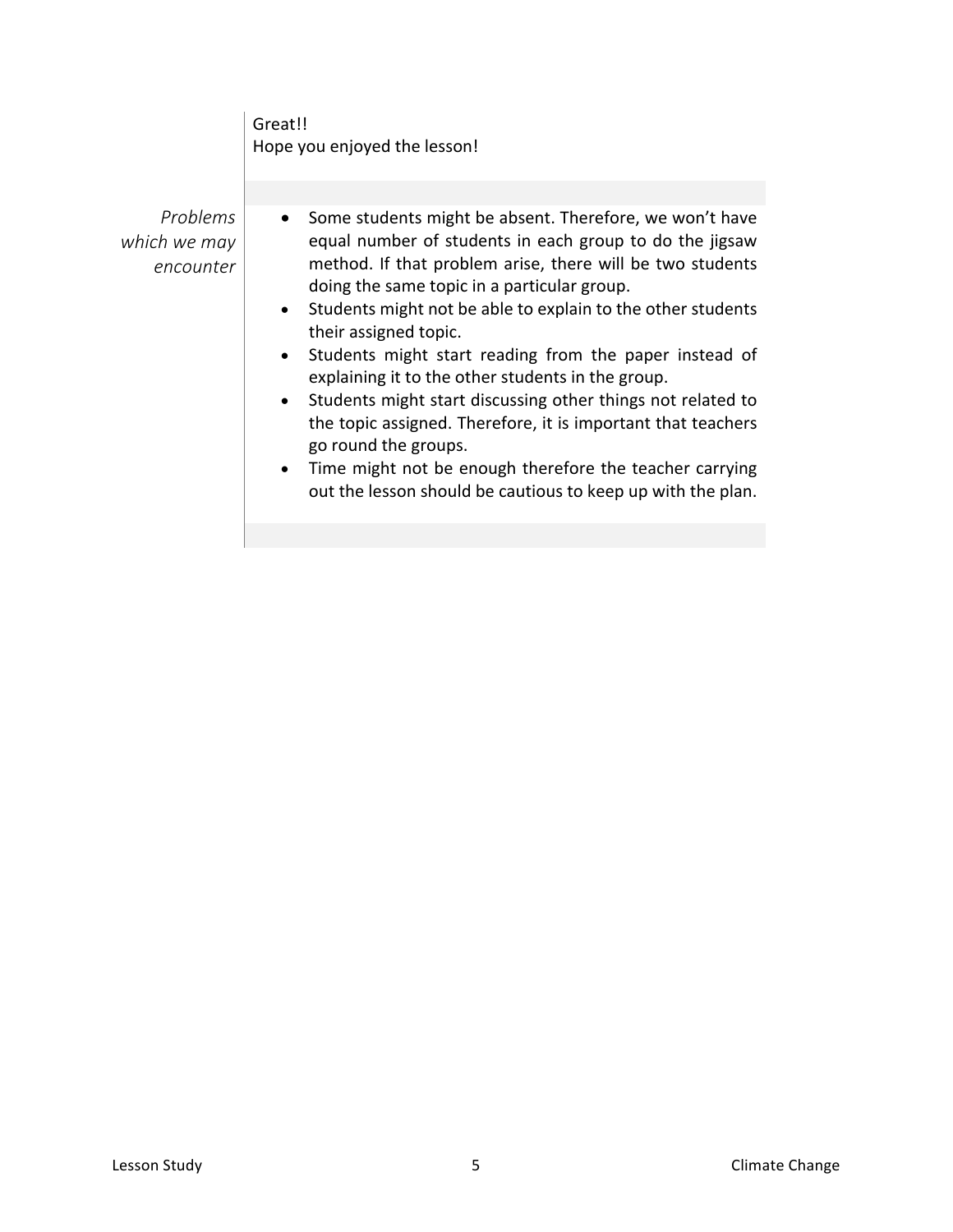| | |
|---|---|
| | Great!!<br>Hope you enjoyed the lesson! |
| *Problems which we may encounter* | • Some students might be absent. Therefore, we won't have equal number of students in each group to do the jigsaw method. If that problem arise, there will be two students doing the same topic in a particular group.<br>• Students might not be able to explain to the other students their assigned topic.<br>• Students might start reading from the paper instead of explaining it to the other students in the group.<br>• Students might start discussing other things not related to the topic assigned. Therefore, it is important that teachers go round the groups.<br>• Time might not be enough therefore the teacher carrying out the lesson should be cautious to keep up with the plan. |